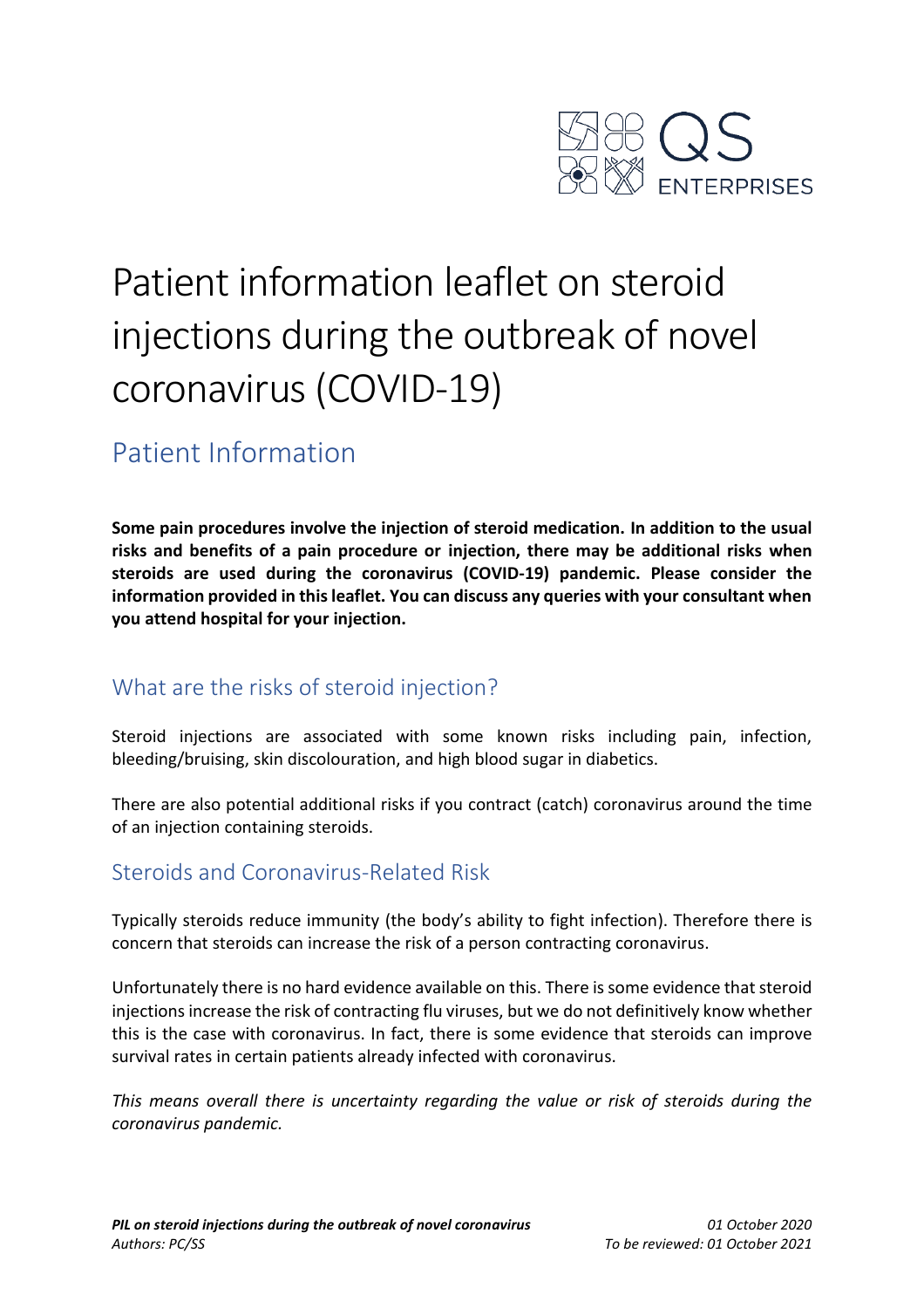QS ENTERPRISES

# Patient information leaflet on steroid injections during the outbreak of novel coronavirus (COVID-19)

## Patient Information

**Some pain procedures involve the injection of steroid medication. In addition to the usual risks and benefits of a pain procedure or injection, there may be additional risks when steroids are used during the coronavirus (COVID-19) pandemic. Please consider the information provided in this leaflet. You can discuss any queries with your consultant when you attend hospital for your injection.**

### What are the risks of steroid injection?

Steroid injections are associated with some known risks including pain, infection, bleeding/bruising, skin discolouration, and high blood sugar in diabetics.

There are also potential additional risks if you contract (catch) coronavirus around the time of an injection containing steroids.

### Steroids and Coronavirus-Related Risk

Typically steroids reduce immunity (the body's ability to fight infection). Therefore there is concern that steroids can increase the risk of a person contracting coronavirus.

Unfortunately there is no hard evidence available on this. There is some evidence that steroid injections increase the risk of contracting flu viruses, but we do not definitively know whether this is the case with coronavirus. In fact, there is some evidence that steroids can improve survival rates in certain patients already infected with coronavirus.

*This means overall there is uncertainty regarding the value or risk of steroids during the coronavirus pandemic.*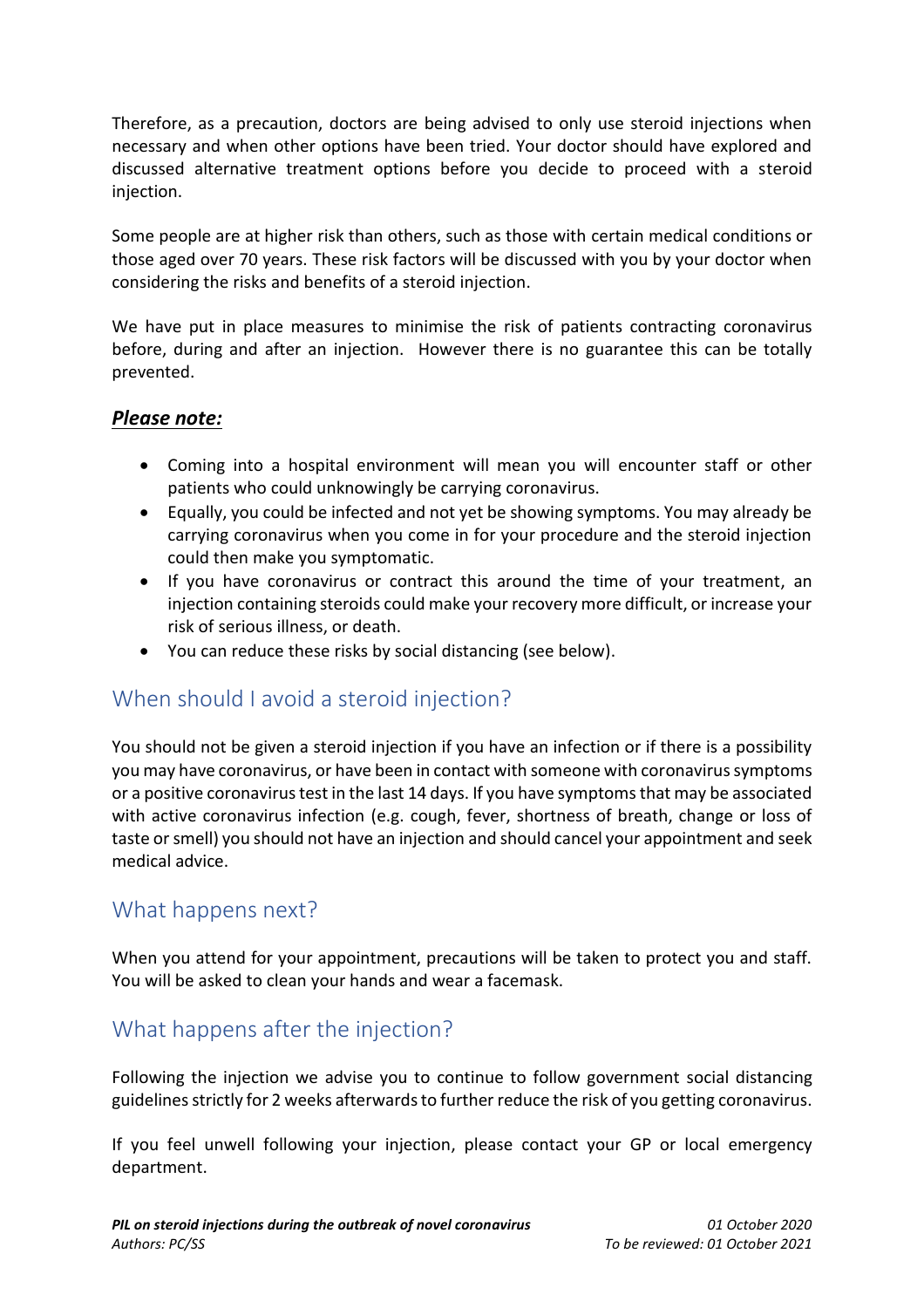Therefore, as a precaution, doctors are being advised to only use steroid injections when necessary and when other options have been tried. Your doctor should have explored and discussed alternative treatment options before you decide to proceed with a steroid injection.

Some people are at higher risk than others, such as those with certain medical conditions or those aged over 70 years. These risk factors will be discussed with you by your doctor when considering the risks and benefits of a steroid injection.

We have put in place measures to minimise the risk of patients contracting coronavirus before, during and after an injection. However there is no guarantee this can be totally prevented.

***Please note:***

- Coming into a hospital environment will mean you will encounter staff or other patients who could unknowingly be carrying coronavirus.
- Equally, you could be infected and not yet be showing symptoms. You may already be carrying coronavirus when you come in for your procedure and the steroid injection could then make you symptomatic.
- If you have coronavirus or contract this around the time of your treatment, an injection containing steroids could make your recovery more difficult, or increase your risk of serious illness, or death.
- You can reduce these risks by social distancing (see below).

## When should I avoid a steroid injection?

You should not be given a steroid injection if you have an infection or if there is a possibility you may have coronavirus, or have been in contact with someone with coronavirus symptoms or a positive coronavirus test in the last 14 days. If you have symptoms that may be associated with active coronavirus infection (e.g. cough, fever, shortness of breath, change or loss of taste or smell) you should not have an injection and should cancel your appointment and seek medical advice.

## What happens next?

When you attend for your appointment, precautions will be taken to protect you and staff. You will be asked to clean your hands and wear a facemask.

## What happens after the injection?

Following the injection we advise you to continue to follow government social distancing guidelines strictly for 2 weeks afterwards to further reduce the risk of you getting coronavirus.

If you feel unwell following your injection, please contact your GP or local emergency department.

***PIL on steroid injections during the outbreak of novel coronavirus*** — *01 October 2020*
*Authors: PC/SS* — *To be reviewed: 01 October 2021*